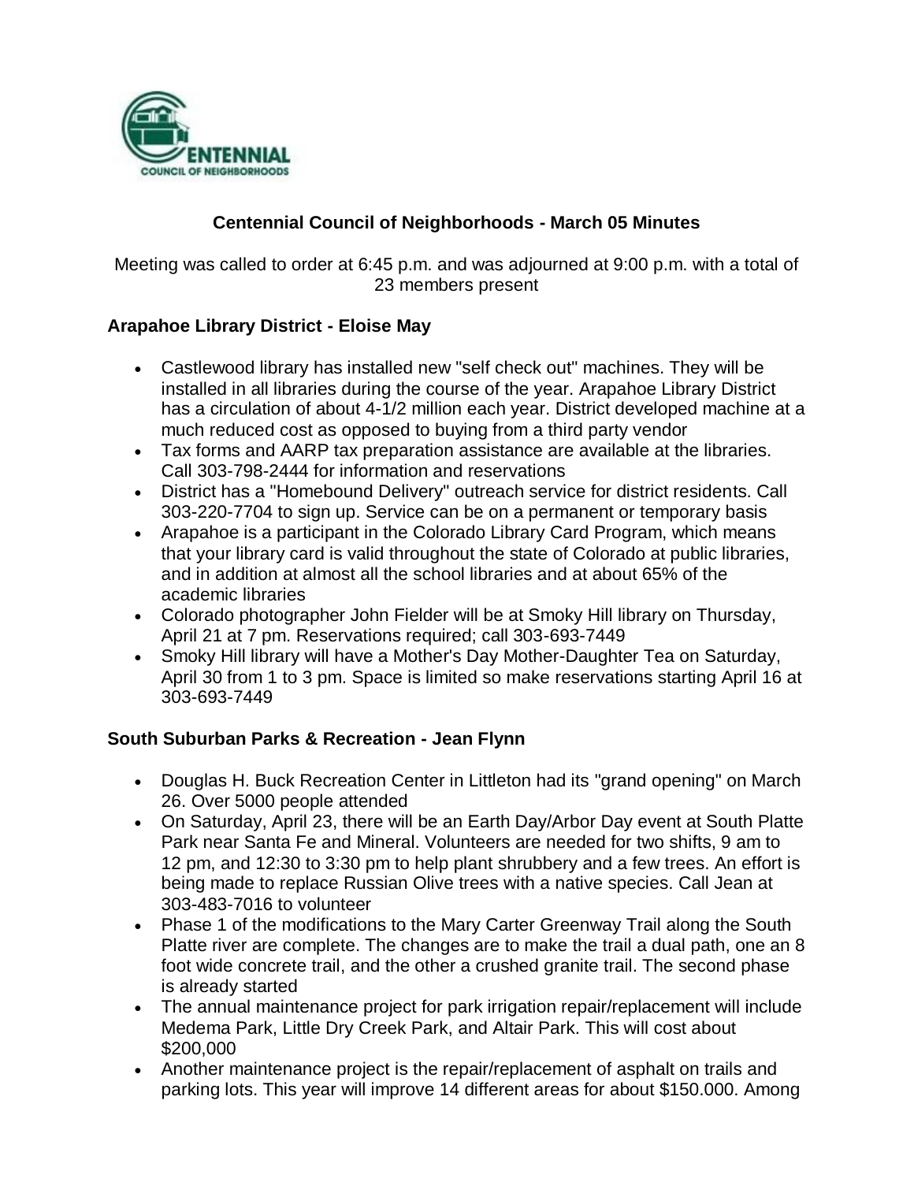CENTENNIAL
COUNCIL OF NEIGHBORHOODS

# Centennial Council of Neighborhoods - March 05 Minutes

Meeting was called to order at 6:45 p.m. and was adjourned at 9:00 p.m. with a total of 23 members present

## Arapahoe Library District - Eloise May

- Castlewood library has installed new "self check out" machines. They will be installed in all libraries during the course of the year. Arapahoe Library District has a circulation of about 4-1/2 million each year. District developed machine at a much reduced cost as opposed to buying from a third party vendor
- Tax forms and AARP tax preparation assistance are available at the libraries. Call 303-798-2444 for information and reservations
- District has a "Homebound Delivery" outreach service for district residents. Call 303-220-7704 to sign up. Service can be on a permanent or temporary basis
- Arapahoe is a participant in the Colorado Library Card Program, which means that your library card is valid throughout the state of Colorado at public libraries, and in addition at almost all the school libraries and at about 65% of the academic libraries
- Colorado photographer John Fielder will be at Smoky Hill library on Thursday, April 21 at 7 pm. Reservations required; call 303-693-7449
- Smoky Hill library will have a Mother's Day Mother-Daughter Tea on Saturday, April 30 from 1 to 3 pm. Space is limited so make reservations starting April 16 at 303-693-7449

## South Suburban Parks & Recreation - Jean Flynn

- Douglas H. Buck Recreation Center in Littleton had its "grand opening" on March 26. Over 5000 people attended
- On Saturday, April 23, there will be an Earth Day/Arbor Day event at South Platte Park near Santa Fe and Mineral. Volunteers are needed for two shifts, 9 am to 12 pm, and 12:30 to 3:30 pm to help plant shrubbery and a few trees. An effort is being made to replace Russian Olive trees with a native species. Call Jean at 303-483-7016 to volunteer
- Phase 1 of the modifications to the Mary Carter Greenway Trail along the South Platte river are complete. The changes are to make the trail a dual path, one an 8 foot wide concrete trail, and the other a crushed granite trail. The second phase is already started
- The annual maintenance project for park irrigation repair/replacement will include Medema Park, Little Dry Creek Park, and Altair Park. This will cost about $200,000
- Another maintenance project is the repair/replacement of asphalt on trails and parking lots. This year will improve 14 different areas for about $150.000. Among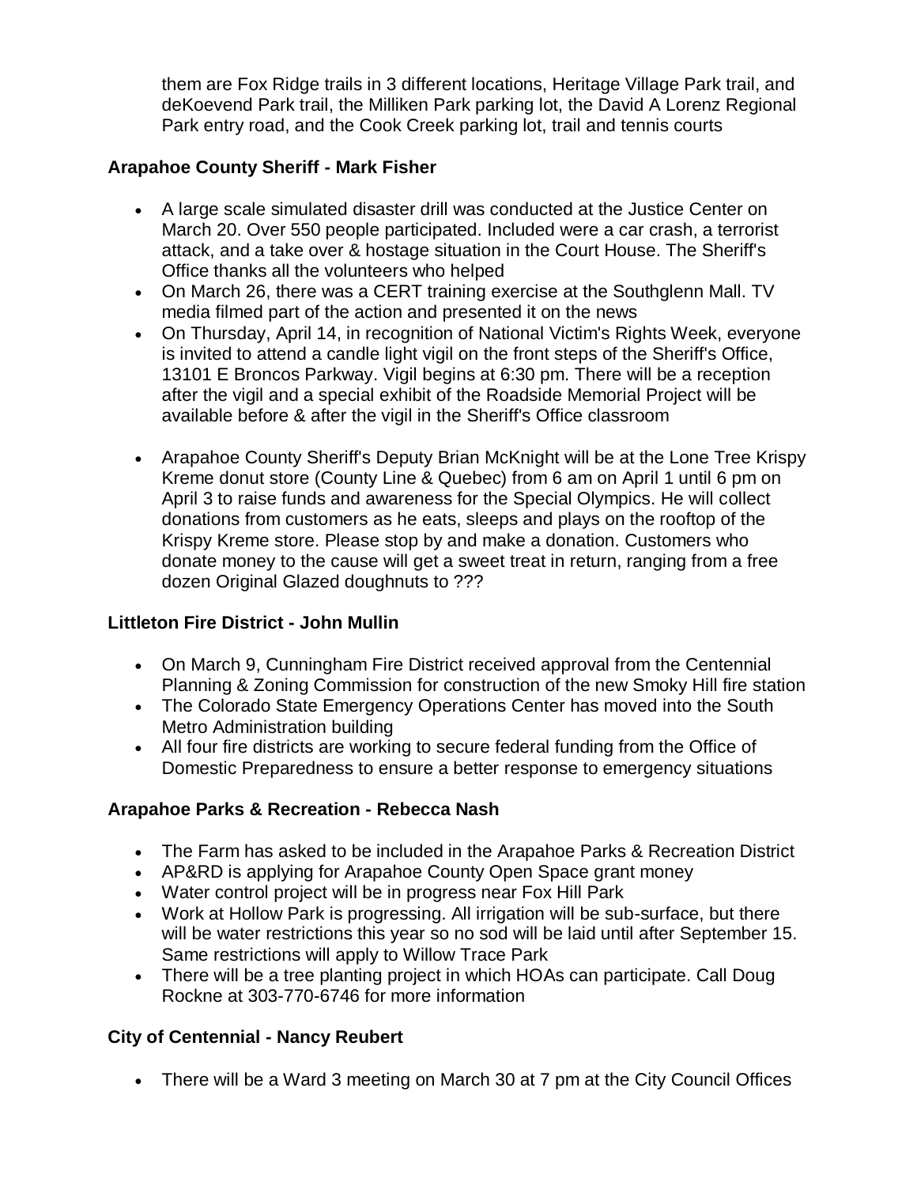them are Fox Ridge trails in 3 different locations, Heritage Village Park trail, and deKoevend Park trail, the Milliken Park parking lot, the David A Lorenz Regional Park entry road, and the Cook Creek parking lot, trail and tennis courts

**Arapahoe County Sheriff - Mark Fisher**

- A large scale simulated disaster drill was conducted at the Justice Center on March 20. Over 550 people participated. Included were a car crash, a terrorist attack, and a take over & hostage situation in the Court House. The Sheriff's Office thanks all the volunteers who helped
- On March 26, there was a CERT training exercise at the Southglenn Mall. TV media filmed part of the action and presented it on the news
- On Thursday, April 14, in recognition of National Victim's Rights Week, everyone is invited to attend a candle light vigil on the front steps of the Sheriff's Office, 13101 E Broncos Parkway. Vigil begins at 6:30 pm. There will be a reception after the vigil and a special exhibit of the Roadside Memorial Project will be available before & after the vigil in the Sheriff's Office classroom
- Arapahoe County Sheriff's Deputy Brian McKnight will be at the Lone Tree Krispy Kreme donut store (County Line & Quebec) from 6 am on April 1 until 6 pm on April 3 to raise funds and awareness for the Special Olympics. He will collect donations from customers as he eats, sleeps and plays on the rooftop of the Krispy Kreme store. Please stop by and make a donation. Customers who donate money to the cause will get a sweet treat in return, ranging from a free dozen Original Glazed doughnuts to ???

**Littleton Fire District - John Mullin**

- On March 9, Cunningham Fire District received approval from the Centennial Planning & Zoning Commission for construction of the new Smoky Hill fire station
- The Colorado State Emergency Operations Center has moved into the South Metro Administration building
- All four fire districts are working to secure federal funding from the Office of Domestic Preparedness to ensure a better response to emergency situations

**Arapahoe Parks & Recreation - Rebecca Nash**

- The Farm has asked to be included in the Arapahoe Parks & Recreation District
- AP&RD is applying for Arapahoe County Open Space grant money
- Water control project will be in progress near Fox Hill Park
- Work at Hollow Park is progressing. All irrigation will be sub-surface, but there will be water restrictions this year so no sod will be laid until after September 15. Same restrictions will apply to Willow Trace Park
- There will be a tree planting project in which HOAs can participate. Call Doug Rockne at 303-770-6746 for more information

**City of Centennial - Nancy Reubert**

- There will be a Ward 3 meeting on March 30 at 7 pm at the City Council Offices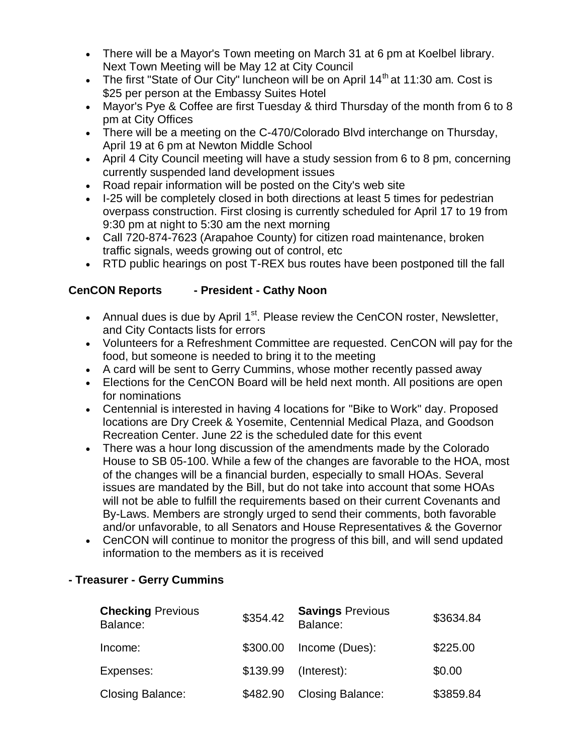- There will be a Mayor's Town meeting on March 31 at 6 pm at Koelbel library. Next Town Meeting will be May 12 at City Council
- The first "State of Our City" luncheon will be on April 14th at 11:30 am. Cost is $25 per person at the Embassy Suites Hotel
- Mayor's Pye & Coffee are first Tuesday & third Thursday of the month from 6 to 8 pm at City Offices
- There will be a meeting on the C-470/Colorado Blvd interchange on Thursday, April 19 at 6 pm at Newton Middle School
- April 4 City Council meeting will have a study session from 6 to 8 pm, concerning currently suspended land development issues
- Road repair information will be posted on the City's web site
- I-25 will be completely closed in both directions at least 5 times for pedestrian overpass construction. First closing is currently scheduled for April 17 to 19 from 9:30 pm at night to 5:30 am the next morning
- Call 720-874-7623 (Arapahoe County) for citizen road maintenance, broken traffic signals, weeds growing out of control, etc
- RTD public hearings on post T-REX bus routes have been postponed till the fall

**CenCON Reports - President - Cathy Noon**

- Annual dues is due by April 1st. Please review the CenCON roster, Newsletter, and City Contacts lists for errors
- Volunteers for a Refreshment Committee are requested. CenCON will pay for the food, but someone is needed to bring it to the meeting
- A card will be sent to Gerry Cummins, whose mother recently passed away
- Elections for the CenCON Board will be held next month. All positions are open for nominations
- Centennial is interested in having 4 locations for "Bike to Work" day. Proposed locations are Dry Creek & Yosemite, Centennial Medical Plaza, and Goodson Recreation Center. June 22 is the scheduled date for this event
- There was a hour long discussion of the amendments made by the Colorado House to SB 05-100. While a few of the changes are favorable to the HOA, most of the changes will be a financial burden, especially to small HOAs. Several issues are mandated by the Bill, but do not take into account that some HOAs will not be able to fulfill the requirements based on their current Covenants and By-Laws. Members are strongly urged to send their comments, both favorable and/or unfavorable, to all Senators and House Representatives & the Governor
- CenCON will continue to monitor the progress of this bill, and will send updated information to the members as it is received

**- Treasurer - Gerry Cummins**

| | | | |
|---|---|---|---|
| **Checking** Previous Balance: | $354.42 | **Savings** Previous Balance: | $3634.84 |
| Income: | $300.00 | Income (Dues): | $225.00 |
| Expenses: | $139.99 | (Interest): | $0.00 |
| Closing Balance: | $482.90 | Closing Balance: | $3859.84 |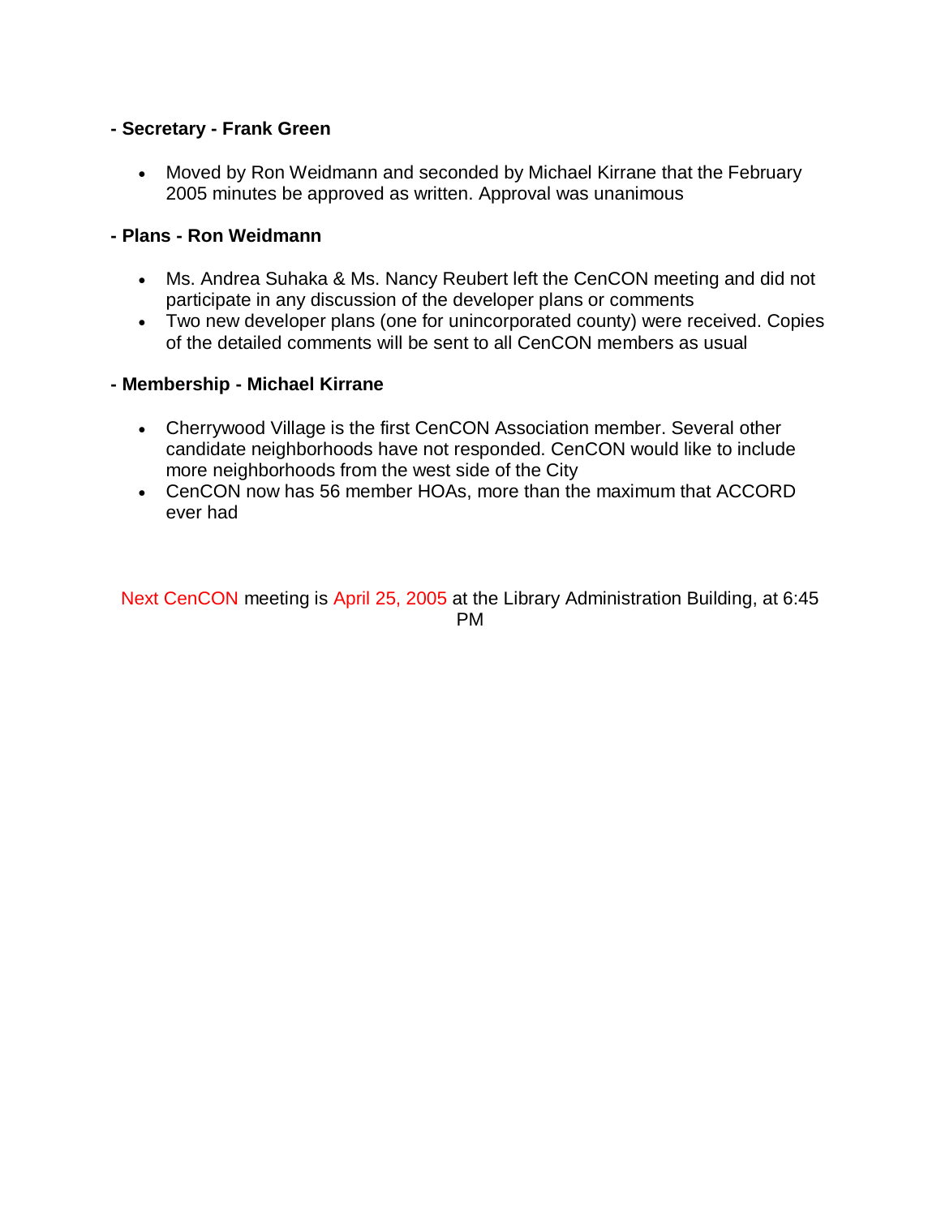**- Secretary - Frank Green**

- Moved by Ron Weidmann and seconded by Michael Kirrane that the February 2005 minutes be approved as written. Approval was unanimous

**- Plans - Ron Weidmann**

- Ms. Andrea Suhaka & Ms. Nancy Reubert left the CenCON meeting and did not participate in any discussion of the developer plans or comments
- Two new developer plans (one for unincorporated county) were received. Copies of the detailed comments will be sent to all CenCON members as usual

**- Membership - Michael Kirrane**

- Cherrywood Village is the first CenCON Association member. Several other candidate neighborhoods have not responded. CenCON would like to include more neighborhoods from the west side of the City
- CenCON now has 56 member HOAs, more than the maximum that ACCORD ever had

Next CenCON meeting is April 25, 2005 at the Library Administration Building, at 6:45 PM